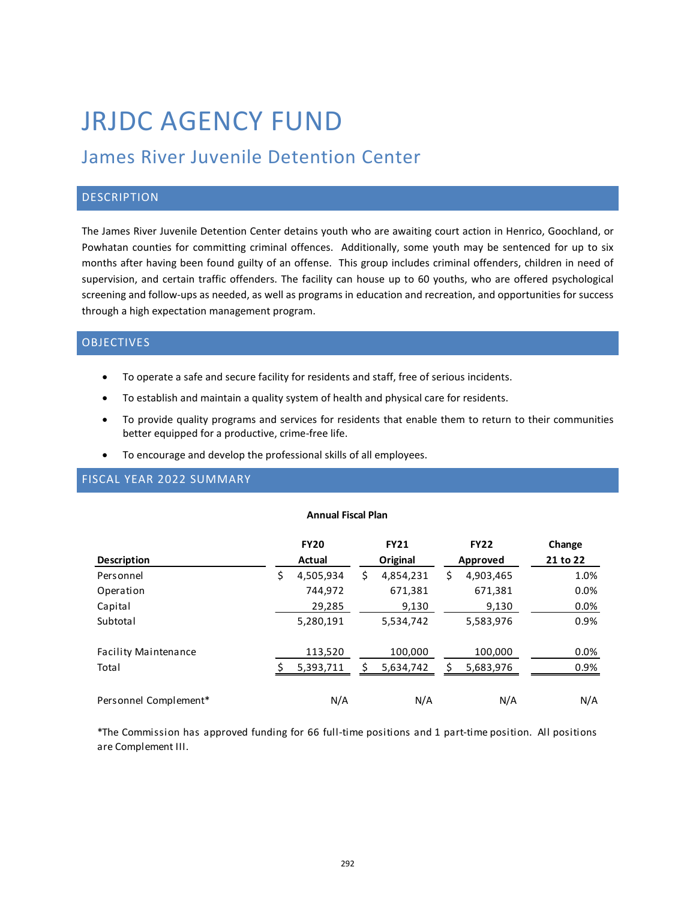# JRJDC AGENCY FUND

## James River Juvenile Detention Center

### DESCRIPTION

The James River Juvenile Detention Center detains youth who are awaiting court action in Henrico, Goochland, or Powhatan counties for committing criminal offences. Additionally, some youth may be sentenced for up to six months after having been found guilty of an offense. This group includes criminal offenders, children in need of supervision, and certain traffic offenders. The facility can house up to 60 youths, who are offered psychological screening and follow-ups as needed, as well as programs in education and recreation, and opportunities for success through a high expectation management program.

### OBJECTIVES

- To operate a safe and secure facility for residents and staff, free of serious incidents.
- To establish and maintain a quality system of health and physical care for residents.
- To provide quality programs and services for residents that enable them to return to their communities better equipped for a productive, crime-free life.
- To encourage and develop the professional skills of all employees.

### FISCAL YEAR 2022 SUMMARY

**Annual Fiscal Plan**

| Description | FY20 Actual | FY21 Original | FY22 Approved | Change 21 to 22 |
|---|---|---|---|---|
| Personnel | $ 4,505,934 | $ 4,854,231 | $ 4,903,465 | 1.0% |
| Operation | 744,972 | 671,381 | 671,381 | 0.0% |
| Capital | 29,285 | 9,130 | 9,130 | 0.0% |
| Subtotal | 5,280,191 | 5,534,742 | 5,583,976 | 0.9% |
| | | | | |
| Facility Maintenance | 113,520 | 100,000 | 100,000 | 0.0% |
| Total | $ 5,393,711 | $ 5,634,742 | $ 5,683,976 | 0.9% |
| | | | | |
| Personnel Complement* | N/A | N/A | N/A | N/A |

*The Commission has approved funding for 66 full-time positions and 1 part-time position. All positions are Complement III.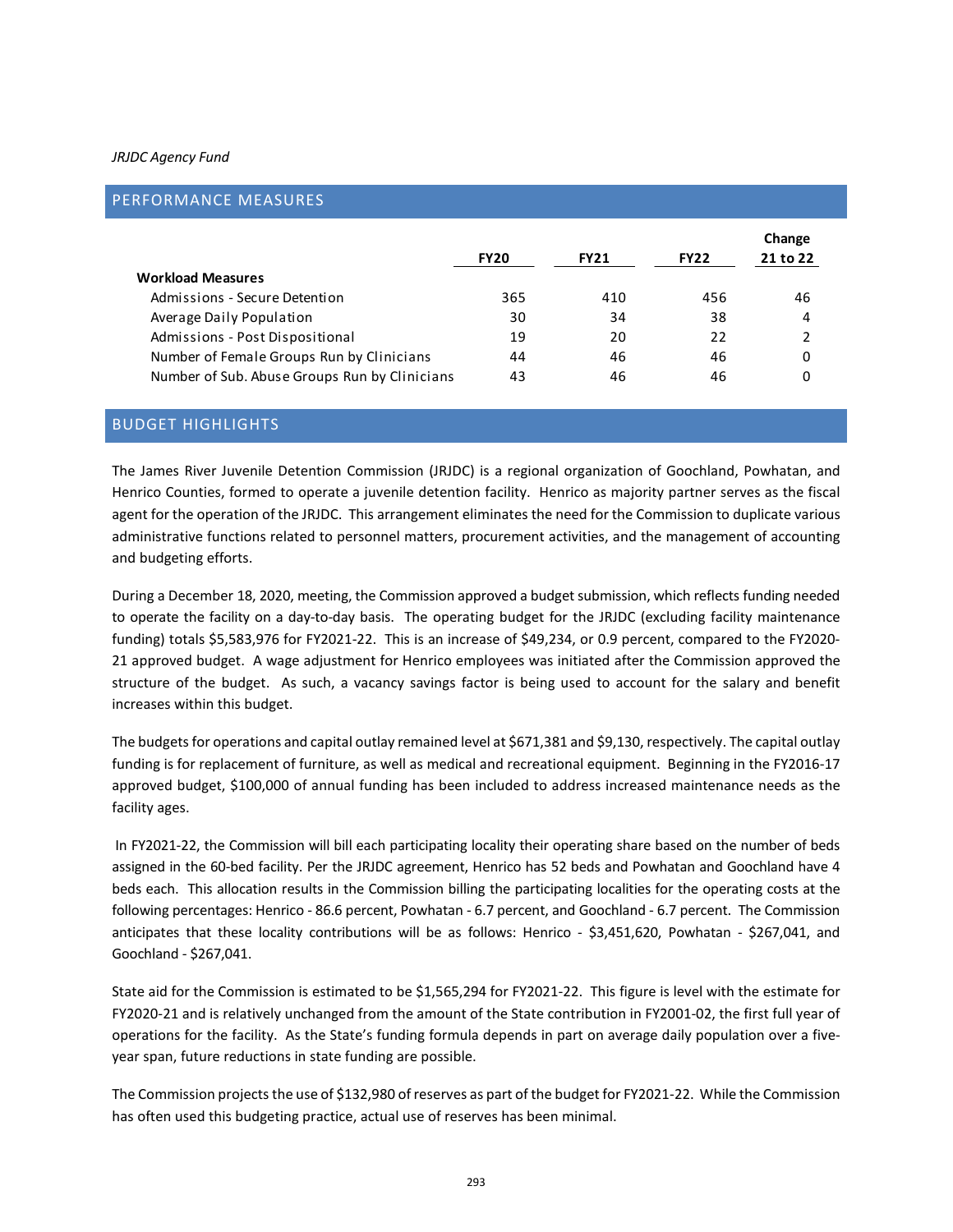*JRJDC Agency Fund*

## PERFORMANCE MEASURES

| | FY20 | FY21 | FY22 | Change 21 to 22 |
|---|---|---|---|---|
| **Workload Measures** | | | | |
| Admissions - Secure Detention | 365 | 410 | 456 | 46 |
| Average Daily Population | 30 | 34 | 38 | 4 |
| Admissions - Post Dispositional | 19 | 20 | 22 | 2 |
| Number of Female Groups Run by Clinicians | 44 | 46 | 46 | 0 |
| Number of Sub. Abuse Groups Run by Clinicians | 43 | 46 | 46 | 0 |

## BUDGET HIGHLIGHTS

The James River Juvenile Detention Commission (JRJDC) is a regional organization of Goochland, Powhatan, and Henrico Counties, formed to operate a juvenile detention facility. Henrico as majority partner serves as the fiscal agent for the operation of the JRJDC. This arrangement eliminates the need for the Commission to duplicate various administrative functions related to personnel matters, procurement activities, and the management of accounting and budgeting efforts.

During a December 18, 2020, meeting, the Commission approved a budget submission, which reflects funding needed to operate the facility on a day-to-day basis. The operating budget for the JRJDC (excluding facility maintenance funding) totals $5,583,976 for FY2021-22. This is an increase of $49,234, or 0.9 percent, compared to the FY2020-21 approved budget. A wage adjustment for Henrico employees was initiated after the Commission approved the structure of the budget. As such, a vacancy savings factor is being used to account for the salary and benefit increases within this budget.

The budgets for operations and capital outlay remained level at $671,381 and $9,130, respectively. The capital outlay funding is for replacement of furniture, as well as medical and recreational equipment. Beginning in the FY2016-17 approved budget, $100,000 of annual funding has been included to address increased maintenance needs as the facility ages.

In FY2021-22, the Commission will bill each participating locality their operating share based on the number of beds assigned in the 60-bed facility. Per the JRJDC agreement, Henrico has 52 beds and Powhatan and Goochland have 4 beds each. This allocation results in the Commission billing the participating localities for the operating costs at the following percentages: Henrico - 86.6 percent, Powhatan - 6.7 percent, and Goochland - 6.7 percent. The Commission anticipates that these locality contributions will be as follows: Henrico - $3,451,620, Powhatan - $267,041, and Goochland - $267,041.

State aid for the Commission is estimated to be $1,565,294 for FY2021-22. This figure is level with the estimate for FY2020-21 and is relatively unchanged from the amount of the State contribution in FY2001-02, the first full year of operations for the facility. As the State's funding formula depends in part on average daily population over a five-year span, future reductions in state funding are possible.

The Commission projects the use of $132,980 of reserves as part of the budget for FY2021-22. While the Commission has often used this budgeting practice, actual use of reserves has been minimal.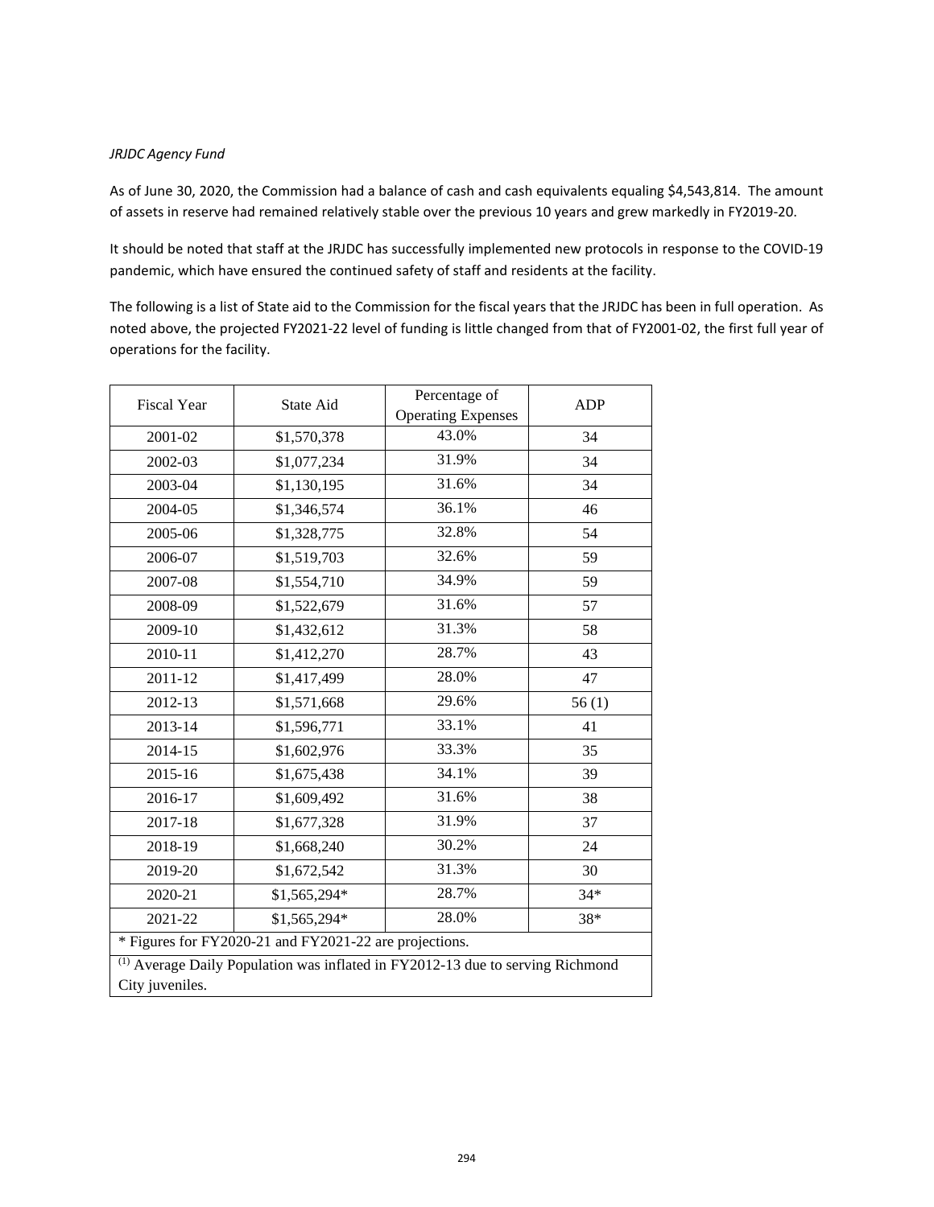*JRJDC Agency Fund*

As of June 30, 2020, the Commission had a balance of cash and cash equivalents equaling $4,543,814. The amount of assets in reserve had remained relatively stable over the previous 10 years and grew markedly in FY2019-20.

It should be noted that staff at the JRJDC has successfully implemented new protocols in response to the COVID-19 pandemic, which have ensured the continued safety of staff and residents at the facility.

The following is a list of State aid to the Commission for the fiscal years that the JRJDC has been in full operation. As noted above, the projected FY2021-22 level of funding is little changed from that of FY2001-02, the first full year of operations for the facility.

| Fiscal Year | State Aid | Percentage of Operating Expenses | ADP |
|---|---|---|---|
| 2001-02 | $1,570,378 | 43.0% | 34 |
| 2002-03 | $1,077,234 | 31.9% | 34 |
| 2003-04 | $1,130,195 | 31.6% | 34 |
| 2004-05 | $1,346,574 | 36.1% | 46 |
| 2005-06 | $1,328,775 | 32.8% | 54 |
| 2006-07 | $1,519,703 | 32.6% | 59 |
| 2007-08 | $1,554,710 | 34.9% | 59 |
| 2008-09 | $1,522,679 | 31.6% | 57 |
| 2009-10 | $1,432,612 | 31.3% | 58 |
| 2010-11 | $1,412,270 | 28.7% | 43 |
| 2011-12 | $1,417,499 | 28.0% | 47 |
| 2012-13 | $1,571,668 | 29.6% | 56 (1) |
| 2013-14 | $1,596,771 | 33.1% | 41 |
| 2014-15 | $1,602,976 | 33.3% | 35 |
| 2015-16 | $1,675,438 | 34.1% | 39 |
| 2016-17 | $1,609,492 | 31.6% | 38 |
| 2017-18 | $1,677,328 | 31.9% | 37 |
| 2018-19 | $1,668,240 | 30.2% | 24 |
| 2019-20 | $1,672,542 | 31.3% | 30 |
| 2020-21 | $1,565,294* | 28.7% | 34* |
| 2021-22 | $1,565,294* | 28.0% | 38* |

\* Figures for FY2020-21 and FY2021-22 are projections.

(1) Average Daily Population was inflated in FY2012-13 due to serving Richmond City juveniles.